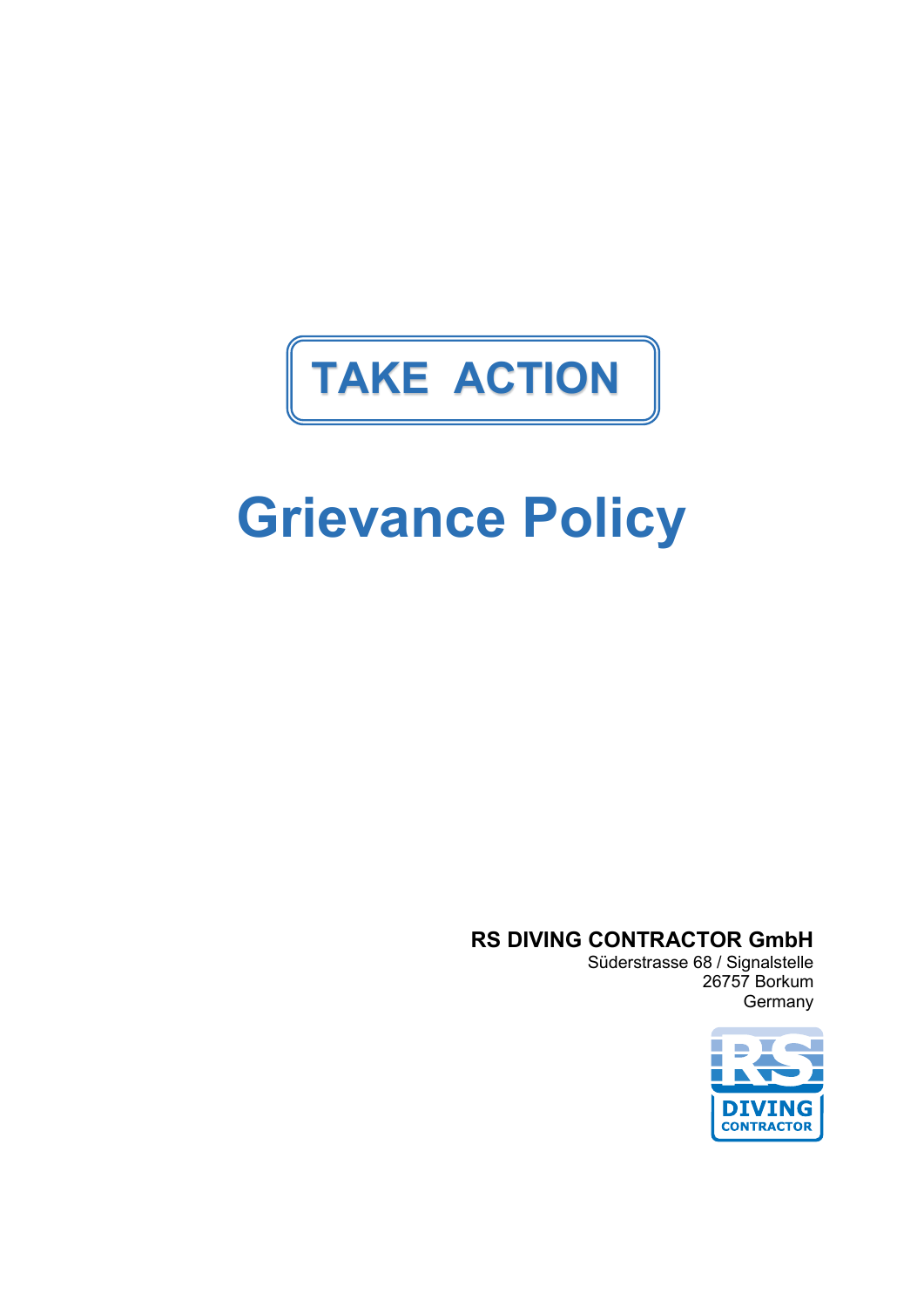**TAKE ACTION**

# Grievance Policy

**RS DIVING CONTRACTOR GmbH**

Süderstrasse 68 / Signalstelle
26757 Borkum
Germany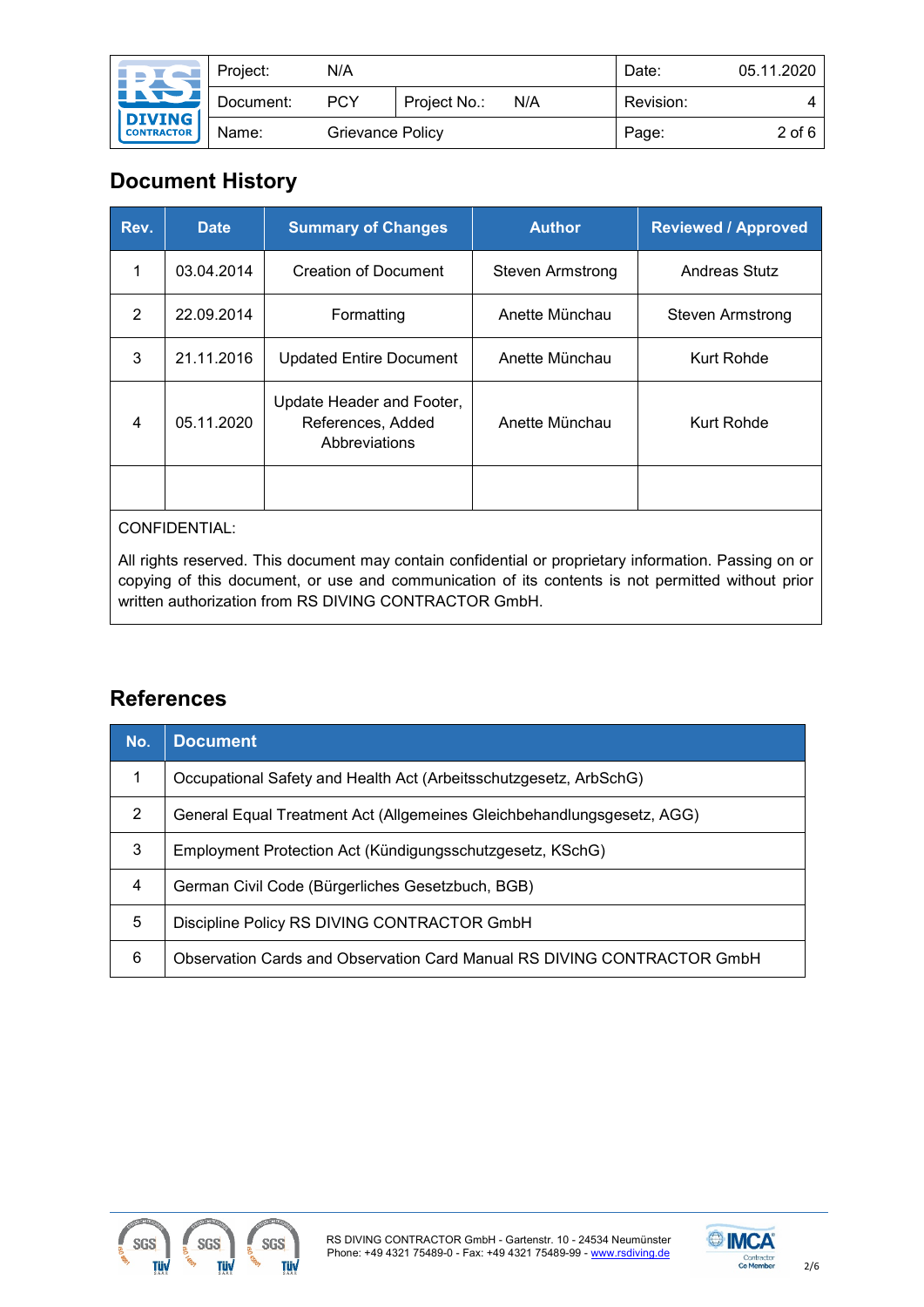## Document History

| Rev. | Date | Summary of Changes | Author | Reviewed / Approved |
|---|---|---|---|---|
| 1 | 03.04.2014 | Creation of Document | Steven Armstrong | Andreas Stutz |
| 2 | 22.09.2014 | Formatting | Anette Münchau | Steven Armstrong |
| 3 | 21.11.2016 | Updated Entire Document | Anette Münchau | Kurt Rohde |
| 4 | 05.11.2020 | Update Header and Footer, References, Added Abbreviations | Anette Münchau | Kurt Rohde |
| | | | | |

CONFIDENTIAL:

All rights reserved. This document may contain confidential or proprietary information. Passing on or copying of this document, or use and communication of its contents is not permitted without prior written authorization from RS DIVING CONTRACTOR GmbH.

## References

| No. | Document |
|---|---|
| 1 | Occupational Safety and Health Act (Arbeitsschutzgesetz, ArbSchG) |
| 2 | General Equal Treatment Act (Allgemeines Gleichbehandlungsgesetz, AGG) |
| 3 | Employment Protection Act (Kündigungsschutzgesetz, KSchG) |
| 4 | German Civil Code (Bürgerliches Gesetzbuch, BGB) |
| 5 | Discipline Policy RS DIVING CONTRACTOR GmbH |
| 6 | Observation Cards and Observation Card Manual RS DIVING CONTRACTOR GmbH |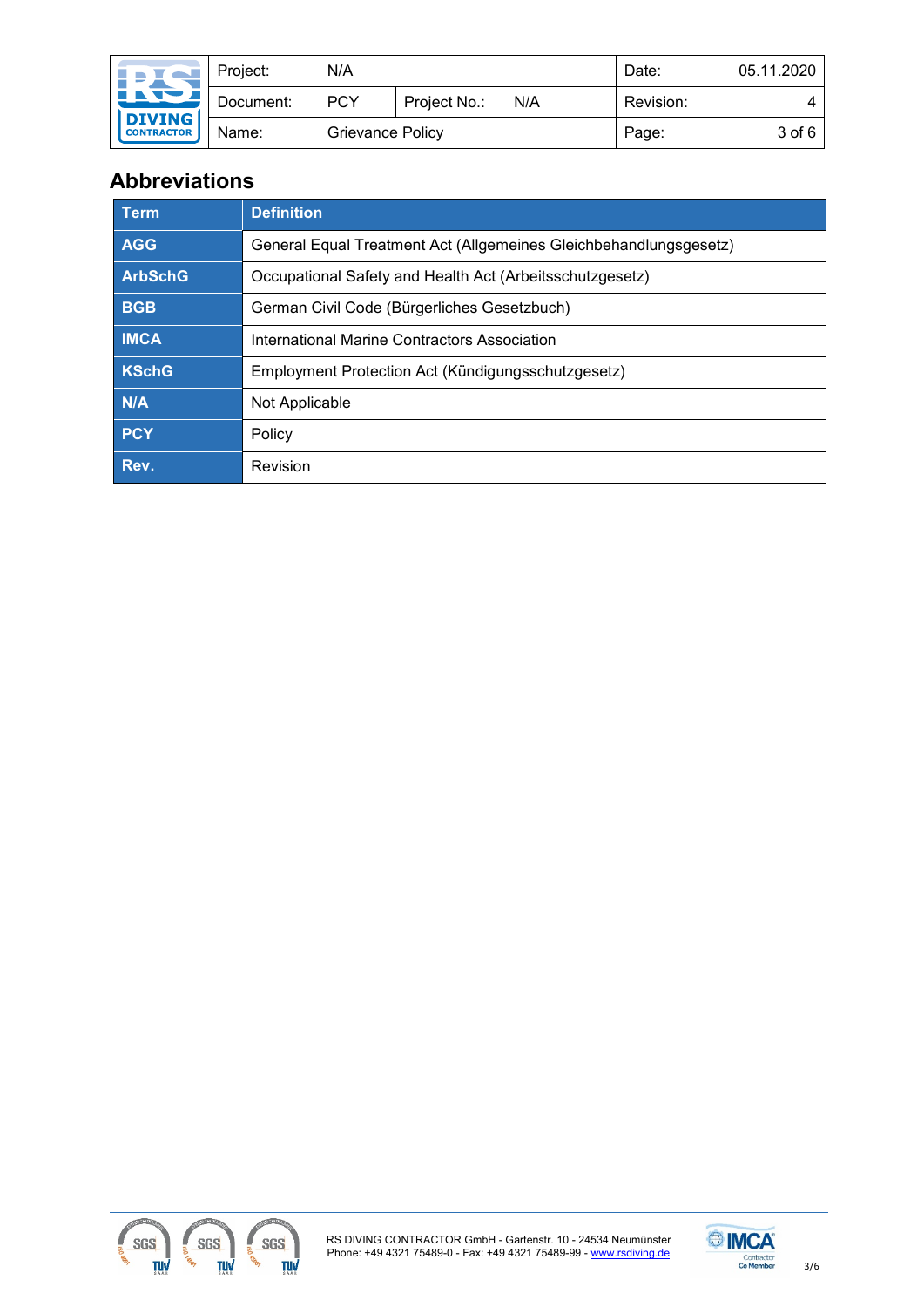## Abbreviations

| Term | Definition |
|---|---|
| AGG | General Equal Treatment Act (Allgemeines Gleichbehandlungsgesetz) |
| ArbSchG | Occupational Safety and Health Act (Arbeitsschutzgesetz) |
| BGB | German Civil Code (Bürgerliches Gesetzbuch) |
| IMCA | International Marine Contractors Association |
| KSchG | Employment Protection Act (Kündigungsschutzgesetz) |
| N/A | Not Applicable |
| PCY | Policy |
| Rev. | Revision |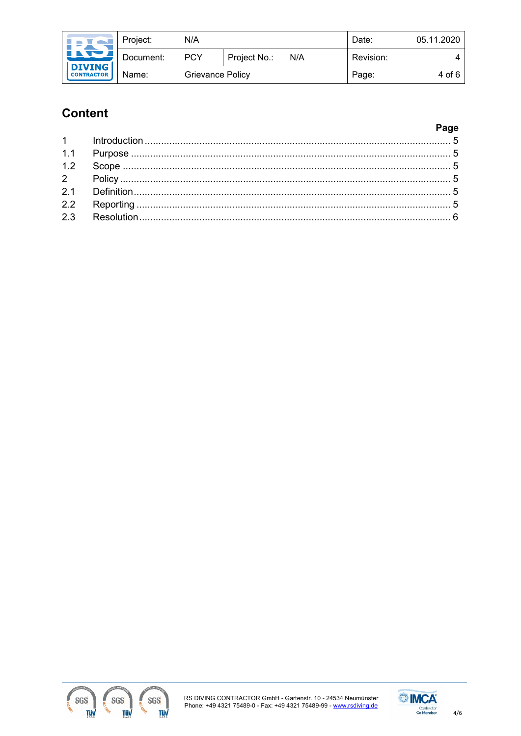## Content

| | | Page |
|---|---|---|
| 1 | Introduction | 5 |
| 1.1 | Purpose | 5 |
| 1.2 | Scope | 5 |
| 2 | Policy | 5 |
| 2.1 | Definition | 5 |
| 2.2 | Reporting | 5 |
| 2.3 | Resolution | 6 |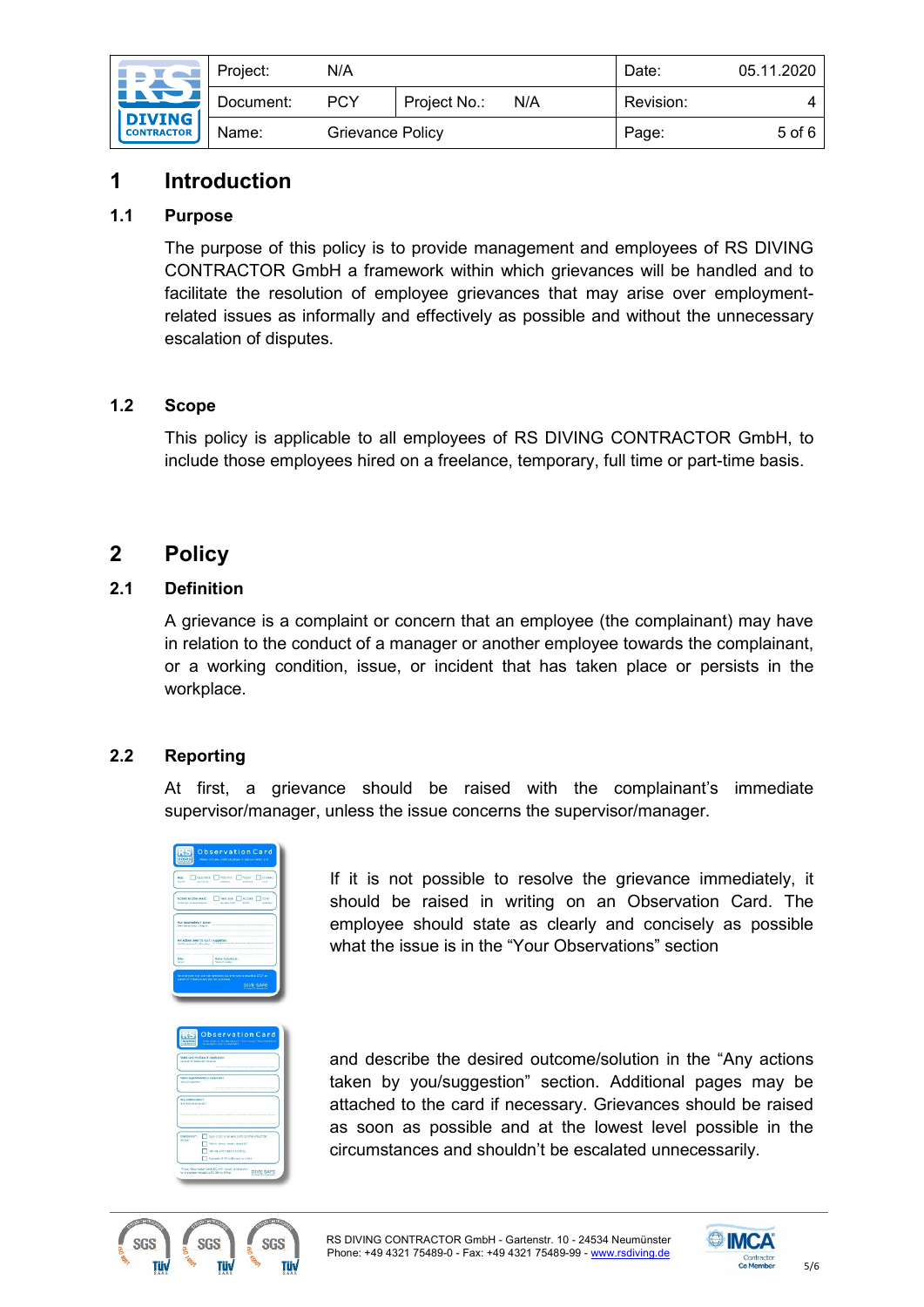# 1 Introduction

## 1.1 Purpose

The purpose of this policy is to provide management and employees of RS DIVING CONTRACTOR GmbH a framework within which grievances will be handled and to facilitate the resolution of employee grievances that may arise over employment-related issues as informally and effectively as possible and without the unnecessary escalation of disputes.

## 1.2 Scope

This policy is applicable to all employees of RS DIVING CONTRACTOR GmbH, to include those employees hired on a freelance, temporary, full time or part-time basis.

# 2 Policy

## 2.1 Definition

A grievance is a complaint or concern that an employee (the complainant) may have in relation to the conduct of a manager or another employee towards the complainant, or a working condition, issue, or incident that has taken place or persists in the workplace.

## 2.2 Reporting

At first, a grievance should be raised with the complainant's immediate supervisor/manager, unless the issue concerns the supervisor/manager.

If it is not possible to resolve the grievance immediately, it should be raised in writing on an Observation Card. The employee should state as clearly and concisely as possible what the issue is in the "Your Observations" section

and describe the desired outcome/solution in the "Any actions taken by you/suggestion" section. Additional pages may be attached to the card if necessary. Grievances should be raised as soon as possible and at the lowest level possible in the circumstances and shouldn't be escalated unnecessarily.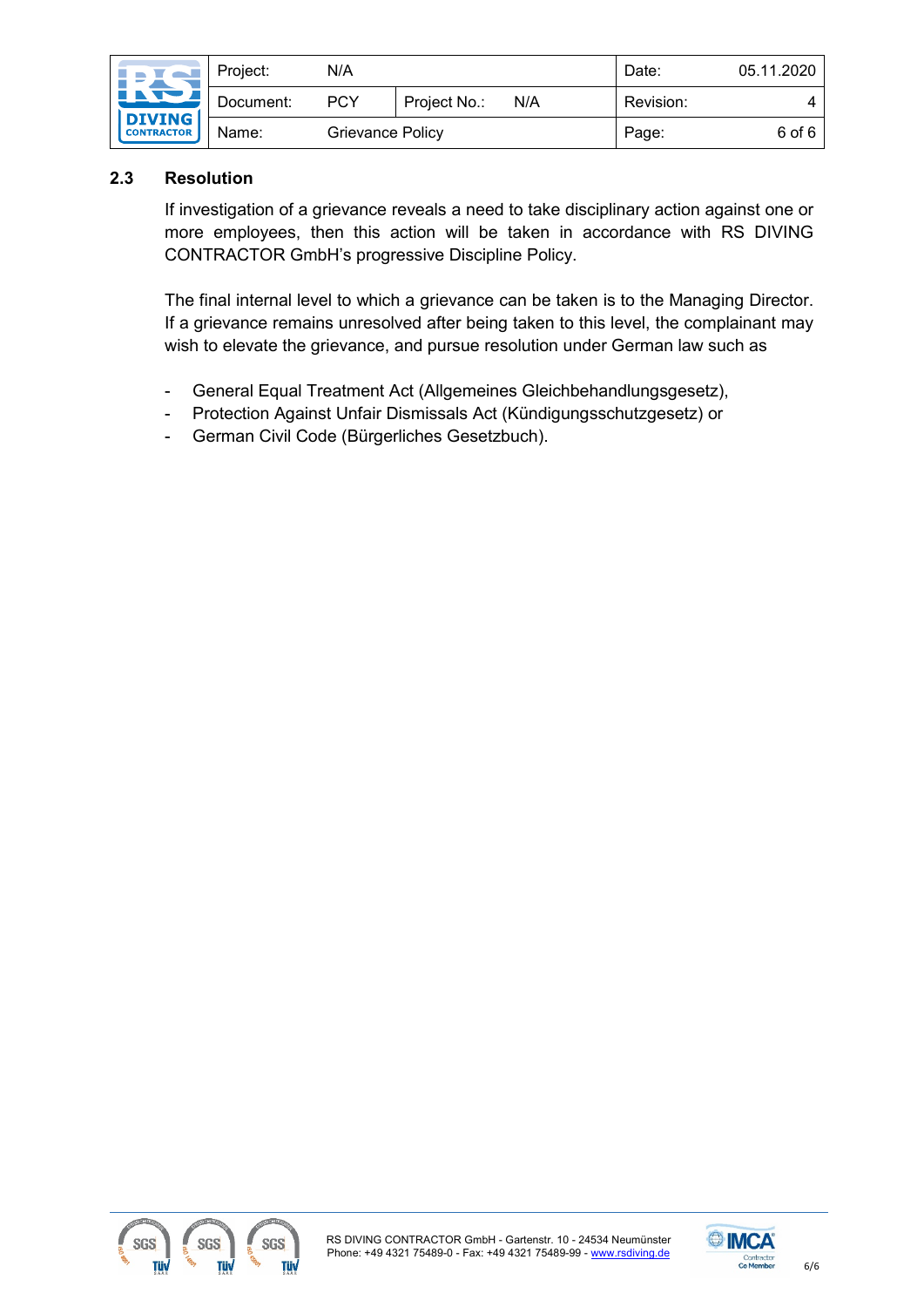### 2.3 Resolution

If investigation of a grievance reveals a need to take disciplinary action against one or more employees, then this action will be taken in accordance with RS DIVING CONTRACTOR GmbH's progressive Discipline Policy.

The final internal level to which a grievance can be taken is to the Managing Director. If a grievance remains unresolved after being taken to this level, the complainant may wish to elevate the grievance, and pursue resolution under German law such as

- General Equal Treatment Act (Allgemeines Gleichbehandlungsgesetz),
- Protection Against Unfair Dismissals Act (Kündigungsschutzgesetz) or
- German Civil Code (Bürgerliches Gesetzbuch).